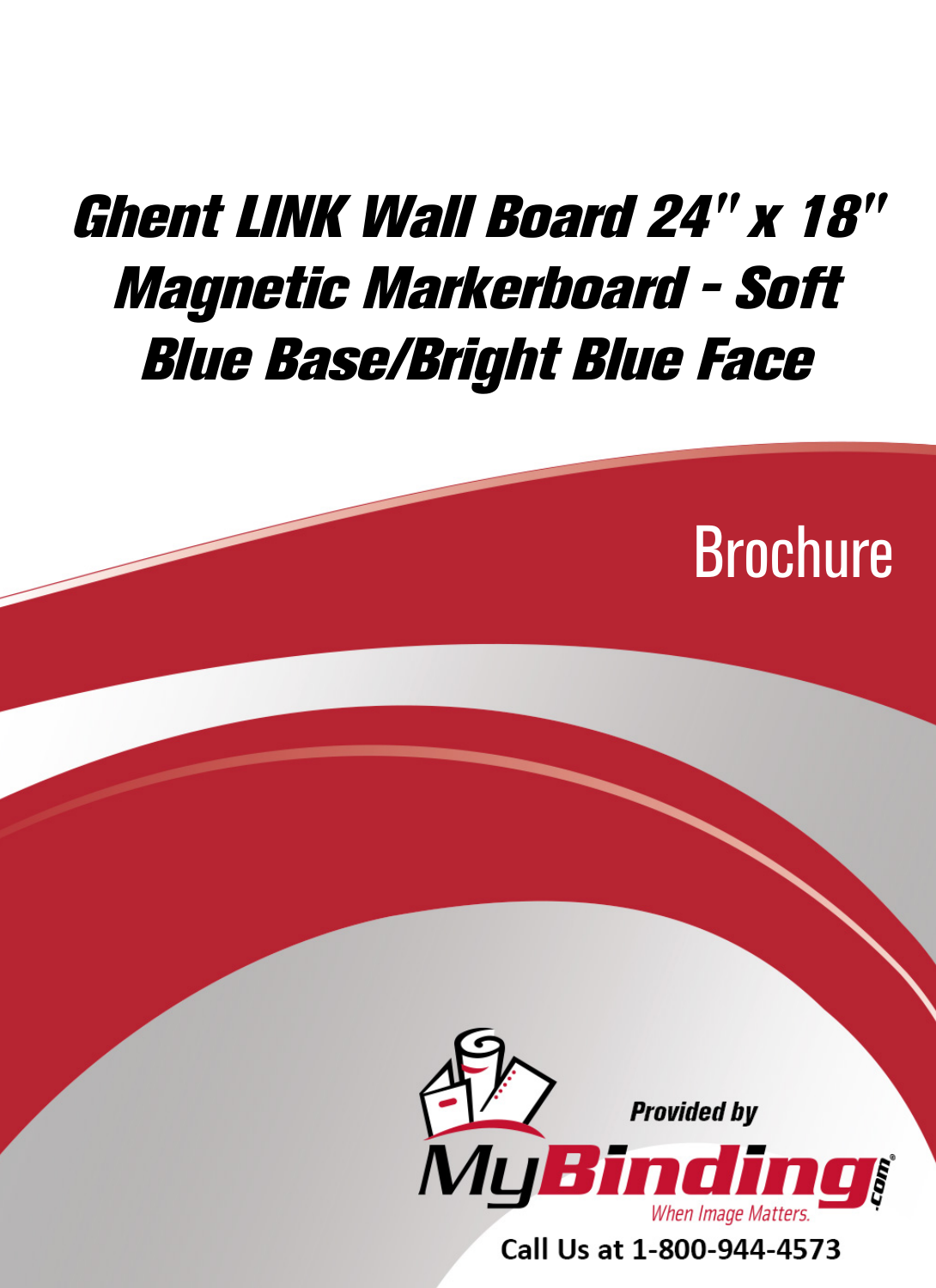# Ghent LINK Wall Board 24" x 18" Magnetic Markerboard - Soft Blue Base/Bright Blue Face

Brochure

**Provided by**

MyBinding.com

When Image Matters.

Call Us at 1-800-944-4573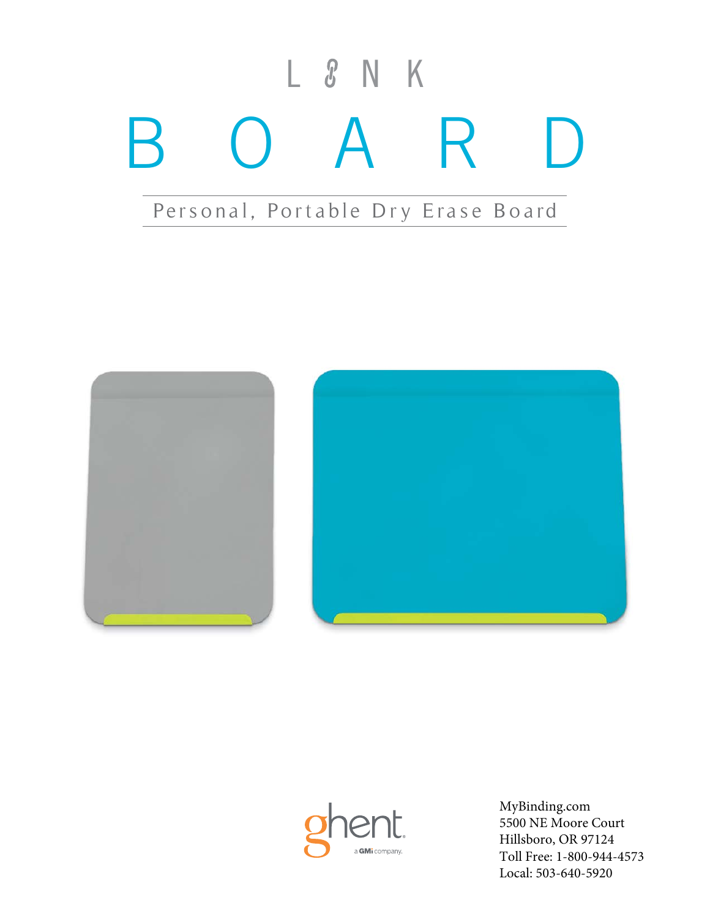# LINK

# BOARD

Personal, Portable Dry Erase Board

ghent
a GMi company.

MyBinding.com
5500 NE Moore Court
Hillsboro, OR 97124
Toll Free: 1-800-944-4573
Local: 503-640-5920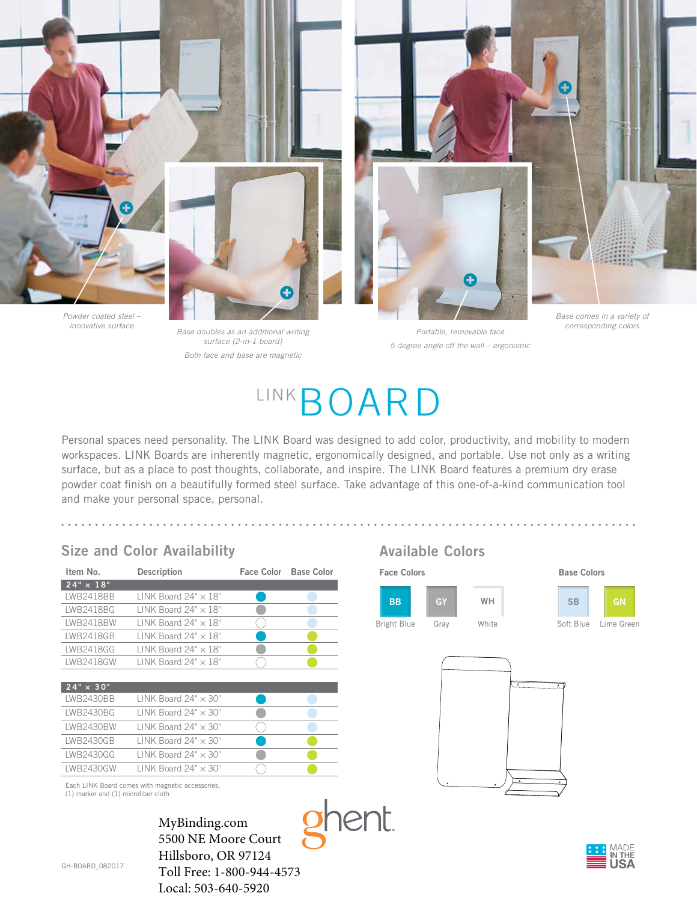Powder coated steel – innovative surface

Base doubles as an additional writing surface (2-in-1 board)

Both face and base are magnetic

Portable, removable face

5 degree angle off the wall – ergonomic

Base comes in a variety of corresponding colors

# LINK BOARD

Personal spaces need personality. The LINK Board was designed to add color, productivity, and mobility to modern workspaces. LINK Boards are inherently magnetic, ergonomically designed, and portable. Use not only as a writing surface, but as a place to post thoughts, collaborate, and inspire. The LINK Board features a premium dry erase powder coat finish on a beautifully formed steel surface. Take advantage of this one-of-a-kind communication tool and make your personal space, personal.

## Size and Color Availability

| Item No. | Description | Face Color | Base Color |
|---|---|---|---|
| **24" × 18"** | | | |
| LWB2418BB | LINK Board 24" × 18" | Bright Blue | Soft Blue |
| LWB2418BG | LINK Board 24" × 18" | Gray | Soft Blue |
| LWB2418BW | LINK Board 24" × 18" | White | Soft Blue |
| LWB2418GB | LINK Board 24" × 18" | Bright Blue | Lime Green |
| LWB2418GG | LINK Board 24" × 18" | Gray | Lime Green |
| LWB2418GW | LINK Board 24" × 18" | White | Lime Green |
| **24" × 30"** | | | |
| LWB2430BB | LINK Board 24" × 30" | Bright Blue | Soft Blue |
| LWB2430BG | LINK Board 24" × 30" | Gray | Soft Blue |
| LWB2430BW | LINK Board 24" × 30" | White | Soft Blue |
| LWB2430GB | LINK Board 24" × 30" | Bright Blue | Lime Green |
| LWB2430GG | LINK Board 24" × 30" | Gray | Lime Green |
| LWB2430GW | LINK Board 24" × 30" | White | Lime Green |

Each LINK Board comes with magnetic accessories, (1) marker and (1) microfiber cloth

## Available Colors

**Face Colors**

- BB – Bright Blue
- GY – Gray
- WH – White

**Base Colors**

- SB – Soft Blue
- GN – Lime Green

MyBinding.com
5500 NE Moore Court
Hillsboro, OR 97124
Toll Free: 1-800-944-4573
Local: 503-640-5920

ghent.

GH-BOARD_082017

MADE IN THE USA